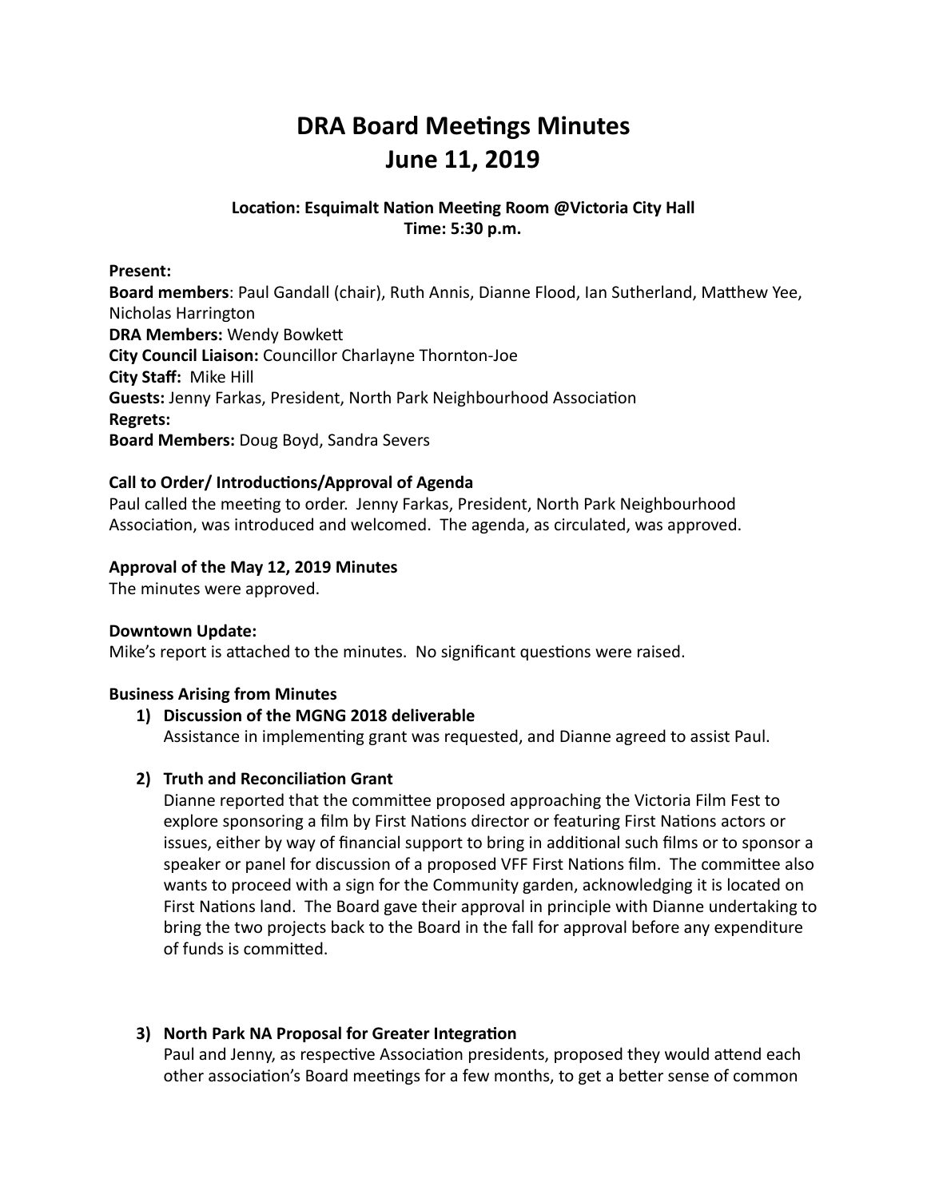# DRA Board Meetings Minutes
# June 11, 2019

**Location: Esquimalt Nation Meeting Room @Victoria City Hall**
**Time: 5:30 p.m.**

**Present:**
**Board members**: Paul Gandall (chair), Ruth Annis, Dianne Flood, Ian Sutherland, Matthew Yee, Nicholas Harrington
**DRA Members:** Wendy Bowkett
**City Council Liaison:** Councillor Charlayne Thornton-Joe
**City Staff:** Mike Hill
**Guests:** Jenny Farkas, President, North Park Neighbourhood Association
**Regrets:**
**Board Members:** Doug Boyd, Sandra Severs

**Call to Order/ Introductions/Approval of Agenda**
Paul called the meeting to order. Jenny Farkas, President, North Park Neighbourhood Association, was introduced and welcomed. The agenda, as circulated, was approved.

**Approval of the May 12, 2019 Minutes**
The minutes were approved.

**Downtown Update:**
Mike's report is attached to the minutes. No significant questions were raised.

**Business Arising from Minutes**

1) **Discussion of the MGNG 2018 deliverable**
Assistance in implementing grant was requested, and Dianne agreed to assist Paul.

2) **Truth and Reconciliation Grant**
Dianne reported that the committee proposed approaching the Victoria Film Fest to explore sponsoring a film by First Nations director or featuring First Nations actors or issues, either by way of financial support to bring in additional such films or to sponsor a speaker or panel for discussion of a proposed VFF First Nations film. The committee also wants to proceed with a sign for the Community garden, acknowledging it is located on First Nations land. The Board gave their approval in principle with Dianne undertaking to bring the two projects back to the Board in the fall for approval before any expenditure of funds is committed.

3) **North Park NA Proposal for Greater Integration**
Paul and Jenny, as respective Association presidents, proposed they would attend each other association's Board meetings for a few months, to get a better sense of common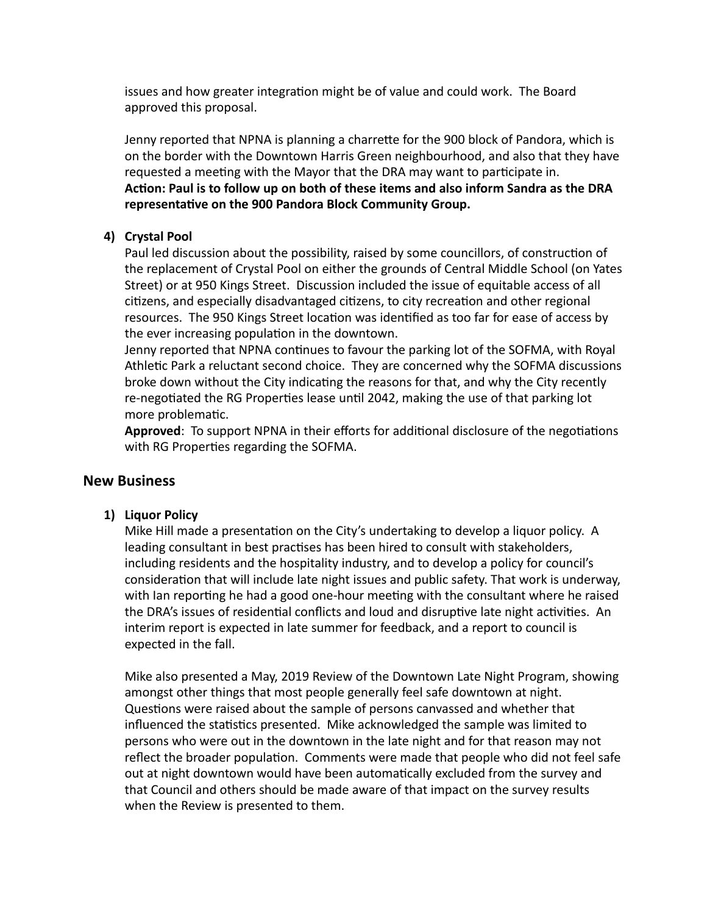issues and how greater integration might be of value and could work. The Board approved this proposal.

Jenny reported that NPNA is planning a charrette for the 900 block of Pandora, which is on the border with the Downtown Harris Green neighbourhood, and also that they have requested a meeting with the Mayor that the DRA may want to participate in.
**Action: Paul is to follow up on both of these items and also inform Sandra as the DRA representative on the 900 Pandora Block Community Group.**

4) **Crystal Pool**
Paul led discussion about the possibility, raised by some councillors, of construction of the replacement of Crystal Pool on either the grounds of Central Middle School (on Yates Street) or at 950 Kings Street. Discussion included the issue of equitable access of all citizens, and especially disadvantaged citizens, to city recreation and other regional resources. The 950 Kings Street location was identified as too far for ease of access by the ever increasing population in the downtown.
Jenny reported that NPNA continues to favour the parking lot of the SOFMA, with Royal Athletic Park a reluctant second choice. They are concerned why the SOFMA discussions broke down without the City indicating the reasons for that, and why the City recently re-negotiated the RG Properties lease until 2042, making the use of that parking lot more problematic.
**Approved**: To support NPNA in their efforts for additional disclosure of the negotiations with RG Properties regarding the SOFMA.

## New Business

1) **Liquor Policy**
Mike Hill made a presentation on the City's undertaking to develop a liquor policy. A leading consultant in best practises has been hired to consult with stakeholders, including residents and the hospitality industry, and to develop a policy for council's consideration that will include late night issues and public safety. That work is underway, with Ian reporting he had a good one-hour meeting with the consultant where he raised the DRA's issues of residential conflicts and loud and disruptive late night activities. An interim report is expected in late summer for feedback, and a report to council is expected in the fall.

Mike also presented a May, 2019 Review of the Downtown Late Night Program, showing amongst other things that most people generally feel safe downtown at night. Questions were raised about the sample of persons canvassed and whether that influenced the statistics presented. Mike acknowledged the sample was limited to persons who were out in the downtown in the late night and for that reason may not reflect the broader population. Comments were made that people who did not feel safe out at night downtown would have been automatically excluded from the survey and that Council and others should be made aware of that impact on the survey results when the Review is presented to them.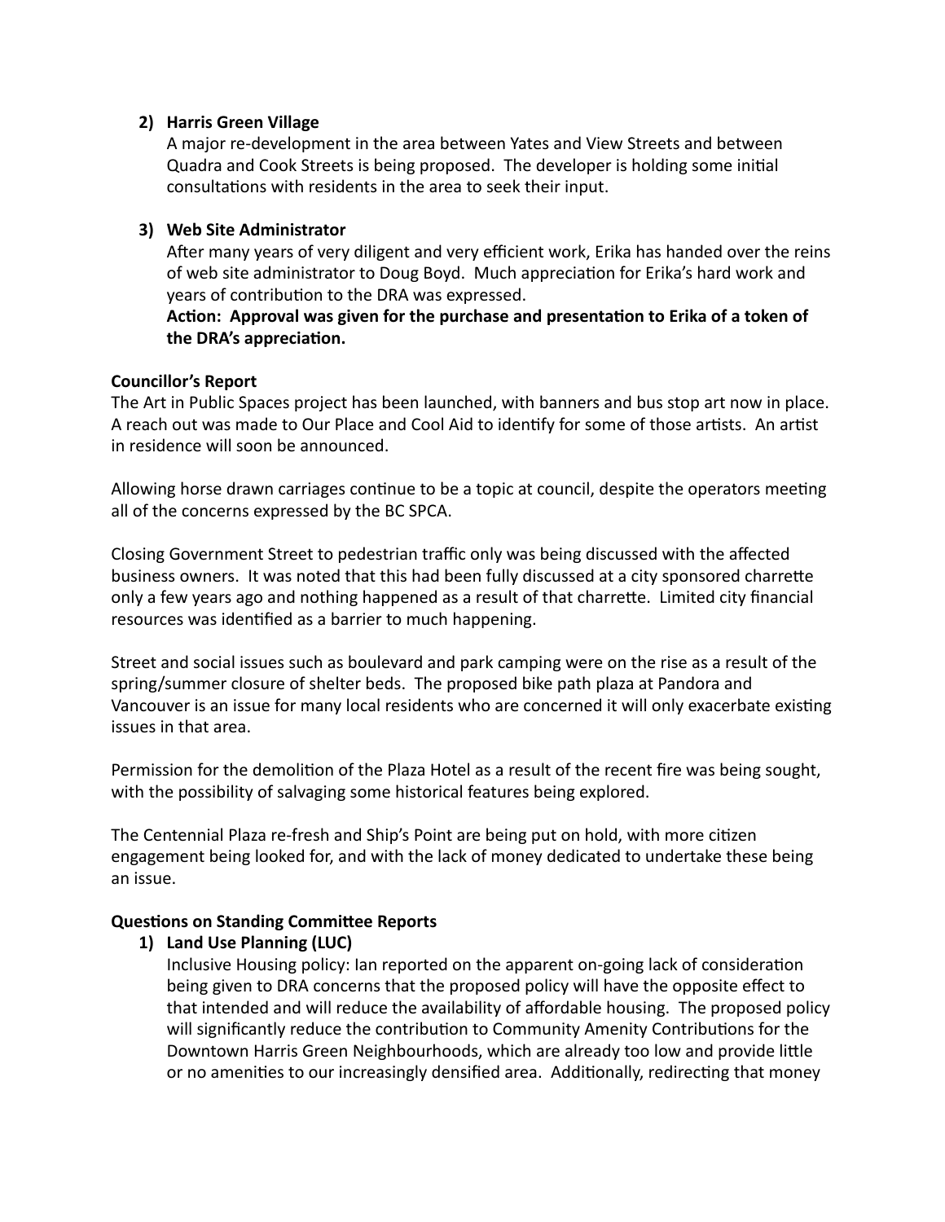2) **Harris Green Village**

   A major re-development in the area between Yates and View Streets and between Quadra and Cook Streets is being proposed. The developer is holding some initial consultations with residents in the area to seek their input.

3) **Web Site Administrator**

   After many years of very diligent and very efficient work, Erika has handed over the reins of web site administrator to Doug Boyd. Much appreciation for Erika's hard work and years of contribution to the DRA was expressed.

   **Action: Approval was given for the purchase and presentation to Erika of a token of the DRA's appreciation.**

**Councillor's Report**

The Art in Public Spaces project has been launched, with banners and bus stop art now in place. A reach out was made to Our Place and Cool Aid to identify for some of those artists. An artist in residence will soon be announced.

Allowing horse drawn carriages continue to be a topic at council, despite the operators meeting all of the concerns expressed by the BC SPCA.

Closing Government Street to pedestrian traffic only was being discussed with the affected business owners. It was noted that this had been fully discussed at a city sponsored charrette only a few years ago and nothing happened as a result of that charrette. Limited city financial resources was identified as a barrier to much happening.

Street and social issues such as boulevard and park camping were on the rise as a result of the spring/summer closure of shelter beds. The proposed bike path plaza at Pandora and Vancouver is an issue for many local residents who are concerned it will only exacerbate existing issues in that area.

Permission for the demolition of the Plaza Hotel as a result of the recent fire was being sought, with the possibility of salvaging some historical features being explored.

The Centennial Plaza re-fresh and Ship's Point are being put on hold, with more citizen engagement being looked for, and with the lack of money dedicated to undertake these being an issue.

**Questions on Standing Committee Reports**

1) **Land Use Planning (LUC)**

   Inclusive Housing policy: Ian reported on the apparent on-going lack of consideration being given to DRA concerns that the proposed policy will have the opposite effect to that intended and will reduce the availability of affordable housing. The proposed policy will significantly reduce the contribution to Community Amenity Contributions for the Downtown Harris Green Neighbourhoods, which are already too low and provide little or no amenities to our increasingly densified area. Additionally, redirecting that money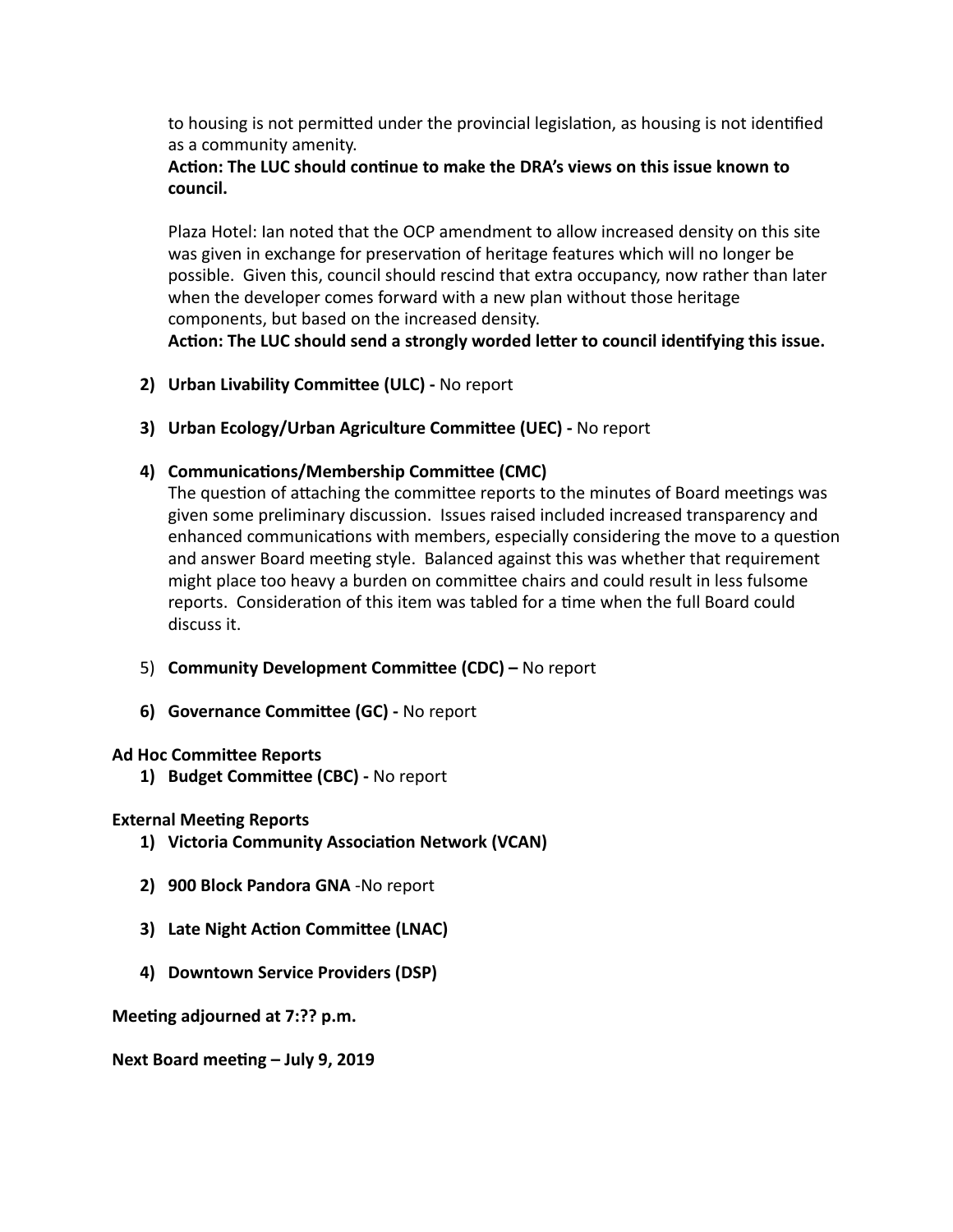to housing is not permitted under the provincial legislation, as housing is not identified as a community amenity.

**Action: The LUC should continue to make the DRA's views on this issue known to council.**

Plaza Hotel: Ian noted that the OCP amendment to allow increased density on this site was given in exchange for preservation of heritage features which will no longer be possible. Given this, council should rescind that extra occupancy, now rather than later when the developer comes forward with a new plan without those heritage components, but based on the increased density.

**Action: The LUC should send a strongly worded letter to council identifying this issue.**

2) **Urban Livability Committee (ULC) -** No report

3) **Urban Ecology/Urban Agriculture Committee (UEC) -** No report

4) **Communications/Membership Committee (CMC)**

   The question of attaching the committee reports to the minutes of Board meetings was given some preliminary discussion. Issues raised included increased transparency and enhanced communications with members, especially considering the move to a question and answer Board meeting style. Balanced against this was whether that requirement might place too heavy a burden on committee chairs and could result in less fulsome reports. Consideration of this item was tabled for a time when the full Board could discuss it.

5) **Community Development Committee (CDC) –** No report

6) **Governance Committee (GC) -** No report

**Ad Hoc Committee Reports**

1) **Budget Committee (CBC) -** No report

**External Meeting Reports**

1) **Victoria Community Association Network (VCAN)**

2) **900 Block Pandora GNA** -No report

3) **Late Night Action Committee (LNAC)**

4) **Downtown Service Providers (DSP)**

**Meeting adjourned at 7:?? p.m.**

**Next Board meeting – July 9, 2019**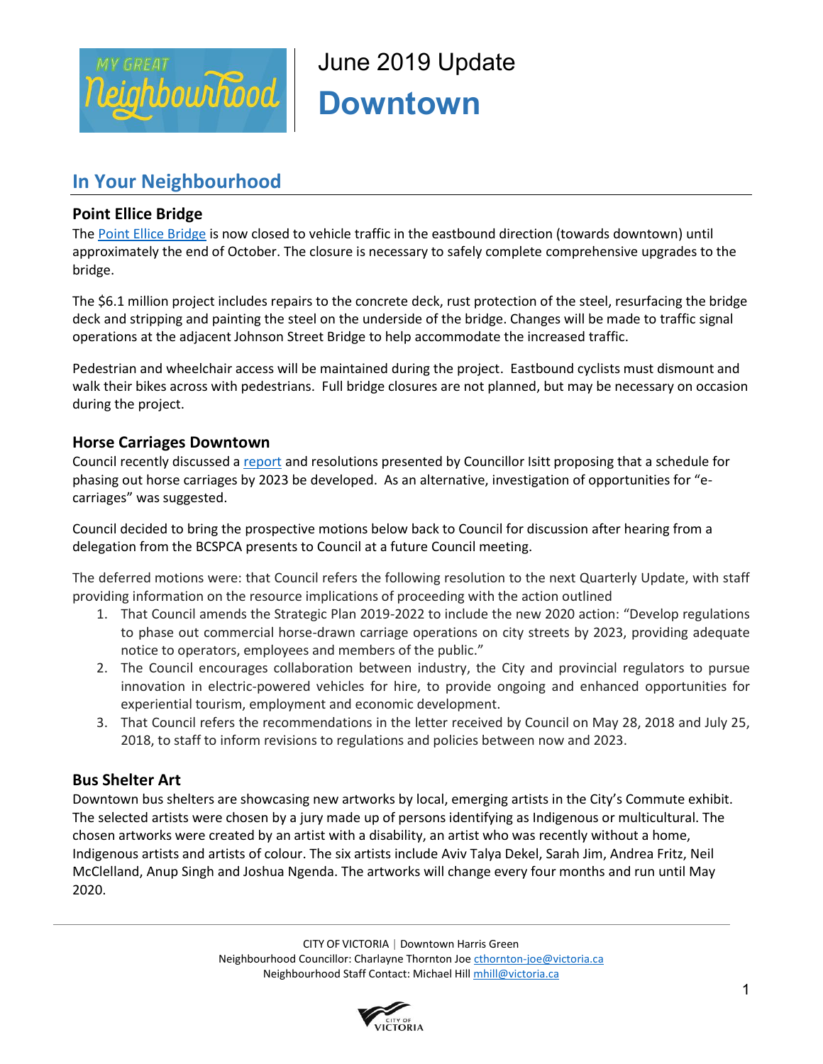# June 2019 Update

# Downtown

## In Your Neighbourhood

### Point Ellice Bridge

The Point Ellice Bridge is now closed to vehicle traffic in the eastbound direction (towards downtown) until approximately the end of October. The closure is necessary to safely complete comprehensive upgrades to the bridge.

The $6.1 million project includes repairs to the concrete deck, rust protection of the steel, resurfacing the bridge deck and stripping and painting the steel on the underside of the bridge. Changes will be made to traffic signal operations at the adjacent Johnson Street Bridge to help accommodate the increased traffic.

Pedestrian and wheelchair access will be maintained during the project. Eastbound cyclists must dismount and walk their bikes across with pedestrians. Full bridge closures are not planned, but may be necessary on occasion during the project.

### Horse Carriages Downtown

Council recently discussed a report and resolutions presented by Councillor Isitt proposing that a schedule for phasing out horse carriages by 2023 be developed. As an alternative, investigation of opportunities for "e-carriages" was suggested.

Council decided to bring the prospective motions below back to Council for discussion after hearing from a delegation from the BCSPCA presents to Council at a future Council meeting.

The deferred motions were: that Council refers the following resolution to the next Quarterly Update, with staff providing information on the resource implications of proceeding with the action outlined

1. That Council amends the Strategic Plan 2019-2022 to include the new 2020 action: "Develop regulations to phase out commercial horse-drawn carriage operations on city streets by 2023, providing adequate notice to operators, employees and members of the public."
2. The Council encourages collaboration between industry, the City and provincial regulators to pursue innovation in electric-powered vehicles for hire, to provide ongoing and enhanced opportunities for experiential tourism, employment and economic development.
3. That Council refers the recommendations in the letter received by Council on May 28, 2018 and July 25, 2018, to staff to inform revisions to regulations and policies between now and 2023.

### Bus Shelter Art

Downtown bus shelters are showcasing new artworks by local, emerging artists in the City's Commute exhibit. The selected artists were chosen by a jury made up of persons identifying as Indigenous or multicultural. The chosen artworks were created by an artist with a disability, an artist who was recently without a home, Indigenous artists and artists of colour. The six artists include Aviv Talya Dekel, Sarah Jim, Andrea Fritz, Neil McClelland, Anup Singh and Joshua Ngenda. The artworks will change every four months and run until May 2020.

CITY OF VICTORIA | Downtown Harris Green
Neighbourhood Councillor: Charlayne Thornton Joe cthornton-joe@victoria.ca
Neighbourhood Staff Contact: Michael Hill mhill@victoria.ca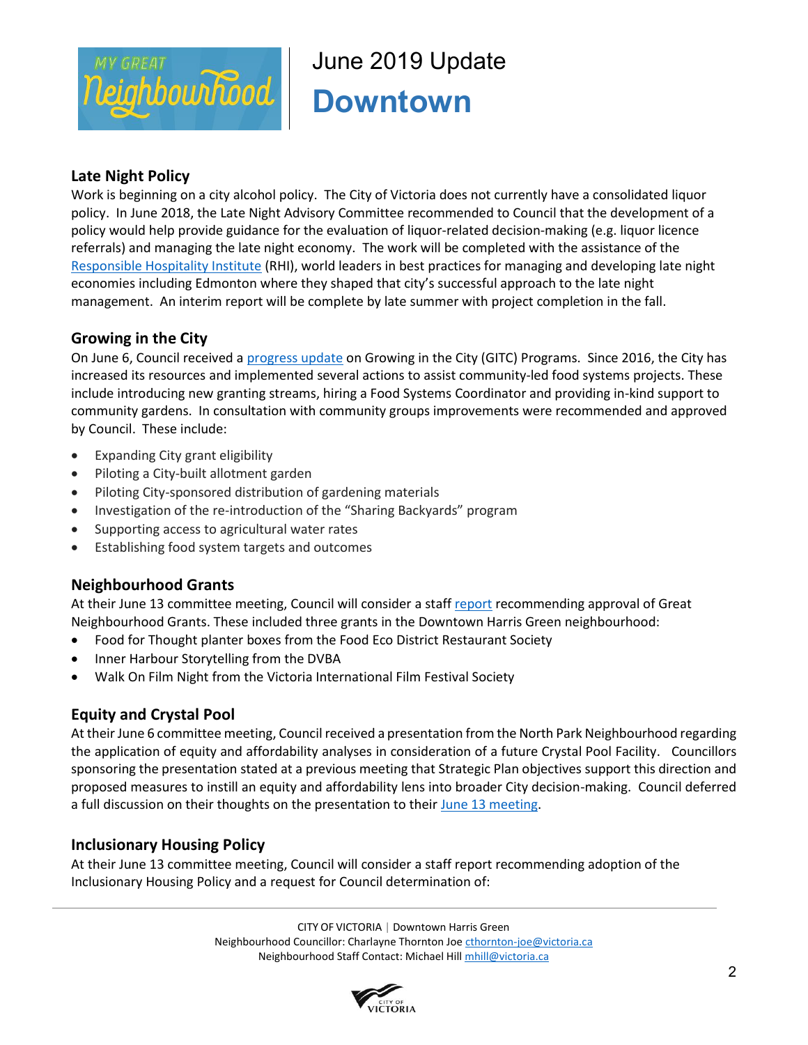# June 2019 Update
# Downtown

## Late Night Policy

Work is beginning on a city alcohol policy. The City of Victoria does not currently have a consolidated liquor policy. In June 2018, the Late Night Advisory Committee recommended to Council that the development of a policy would help provide guidance for the evaluation of liquor-related decision-making (e.g. liquor licence referrals) and managing the late night economy. The work will be completed with the assistance of the Responsible Hospitality Institute (RHI), world leaders in best practices for managing and developing late night economies including Edmonton where they shaped that city's successful approach to the late night management. An interim report will be complete by late summer with project completion in the fall.

## Growing in the City

On June 6, Council received a progress update on Growing in the City (GITC) Programs. Since 2016, the City has increased its resources and implemented several actions to assist community-led food systems projects. These include introducing new granting streams, hiring a Food Systems Coordinator and providing in-kind support to community gardens. In consultation with community groups improvements were recommended and approved by Council. These include:

- Expanding City grant eligibility
- Piloting a City-built allotment garden
- Piloting City-sponsored distribution of gardening materials
- Investigation of the re-introduction of the "Sharing Backyards" program
- Supporting access to agricultural water rates
- Establishing food system targets and outcomes

## Neighbourhood Grants

At their June 13 committee meeting, Council will consider a staff report recommending approval of Great Neighbourhood Grants. These included three grants in the Downtown Harris Green neighbourhood:

- Food for Thought planter boxes from the Food Eco District Restaurant Society
- Inner Harbour Storytelling from the DVBA
- Walk On Film Night from the Victoria International Film Festival Society

## Equity and Crystal Pool

At their June 6 committee meeting, Council received a presentation from the North Park Neighbourhood regarding the application of equity and affordability analyses in consideration of a future Crystal Pool Facility. Councillors sponsoring the presentation stated at a previous meeting that Strategic Plan objectives support this direction and proposed measures to instill an equity and affordability lens into broader City decision-making. Council deferred a full discussion on their thoughts on the presentation to their June 13 meeting.

## Inclusionary Housing Policy

At their June 13 committee meeting, Council will consider a staff report recommending adoption of the Inclusionary Housing Policy and a request for Council determination of:

CITY OF VICTORIA | Downtown Harris Green
Neighbourhood Councillor: Charlayne Thornton Joe cthornton-joe@victoria.ca
Neighbourhood Staff Contact: Michael Hill mhill@victoria.ca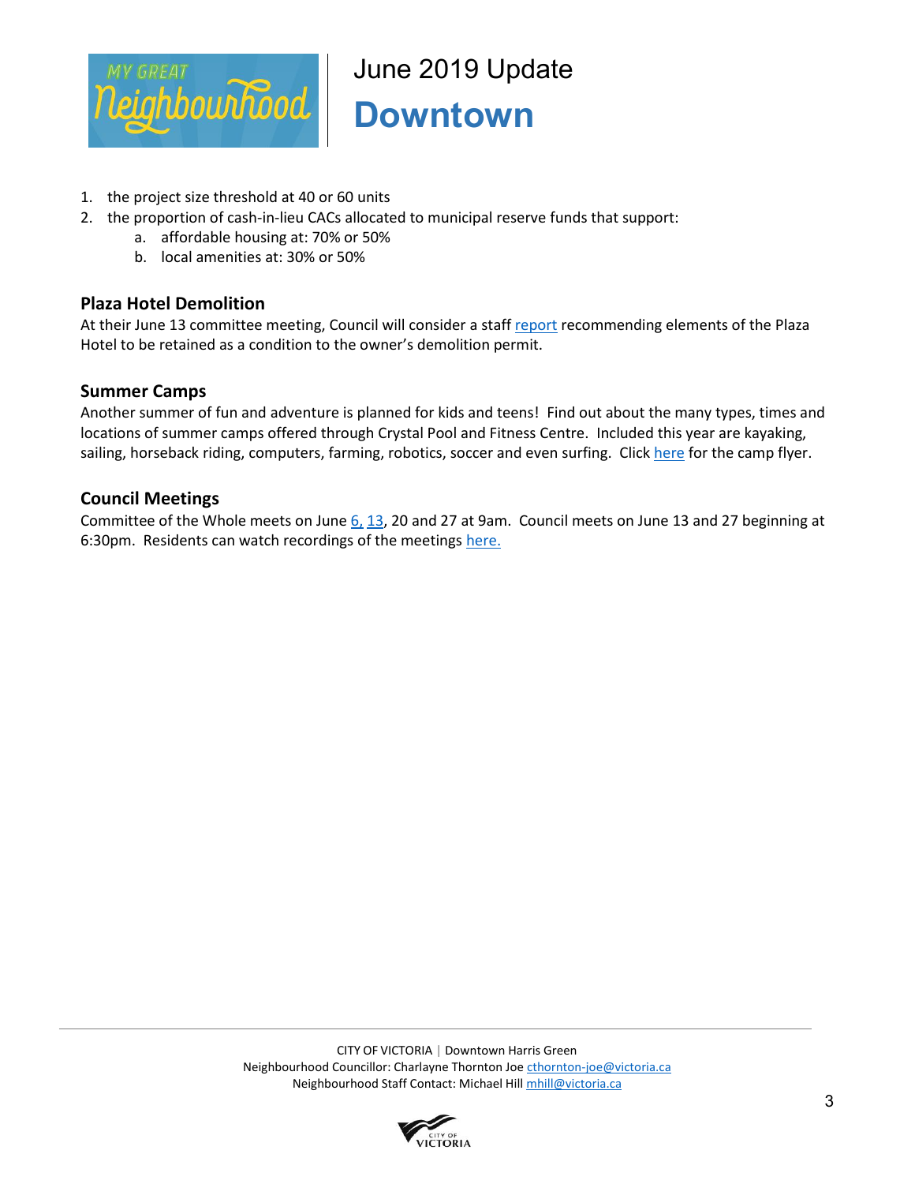1. the project size threshold at 40 or 60 units
2. the proportion of cash-in-lieu CACs allocated to municipal reserve funds that support:
    a. affordable housing at: 70% or 50%
    b. local amenities at: 30% or 50%

### Plaza Hotel Demolition

At their June 13 committee meeting, Council will consider a staff report recommending elements of the Plaza Hotel to be retained as a condition to the owner's demolition permit.

### Summer Camps

Another summer of fun and adventure is planned for kids and teens! Find out about the many types, times and locations of summer camps offered through Crystal Pool and Fitness Centre. Included this year are kayaking, sailing, horseback riding, computers, farming, robotics, soccer and even surfing. Click here for the camp flyer.

### Council Meetings

Committee of the Whole meets on June 6, 13, 20 and 27 at 9am. Council meets on June 13 and 27 beginning at 6:30pm. Residents can watch recordings of the meetings here.

CITY OF VICTORIA | Downtown Harris Green
Neighbourhood Councillor: Charlayne Thornton Joe cthornton-joe@victoria.ca
Neighbourhood Staff Contact: Michael Hill mhill@victoria.ca